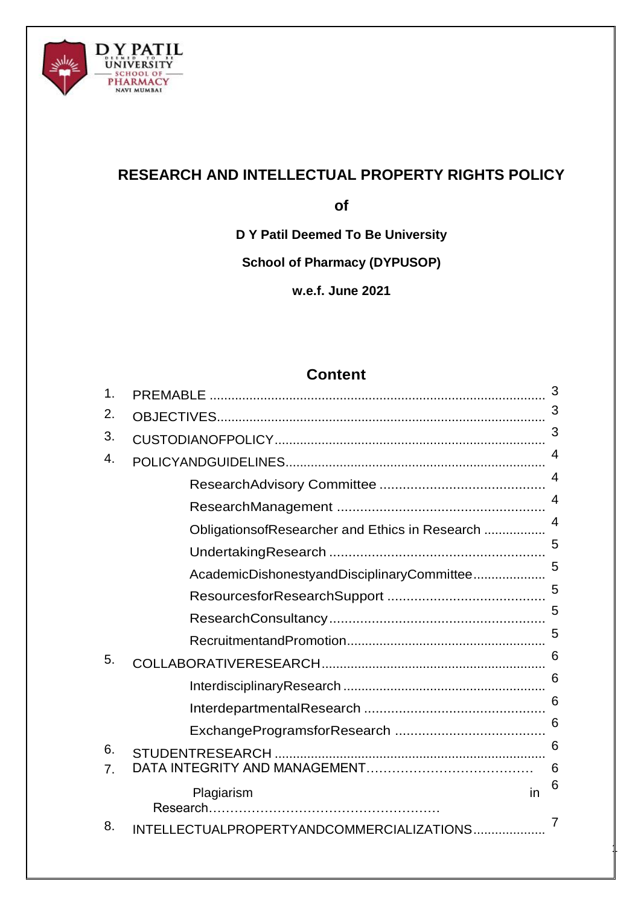# RESEARCH AND INTELLECTUAL PROPERTY RIGHTS POLICY

**of**

**D Y Patil Deemed To Be University**

**School of Pharmacy (DYPUSOP)**

**w.e.f. June 2021**

## Content

| | | |
|---|---|---|
| 1. | PREMABLE | 3 |
| 2. | OBJECTIVES | 3 |
| 3. | CUSTODIANOFPOLICY | 3 |
| 4. | POLICYANDGUIDELINES | 4 |
| | ResearchAdvisory Committee | 4 |
| | ResearchManagement | 4 |
| | ObligationsofResearcher and Ethics in Research | 4 |
| | UndertakingResearch | 5 |
| | AcademicDishonestyandDisciplinaryCommittee | 5 |
| | ResourcesforResearchSupport | 5 |
| | ResearchConsultancy | 5 |
| | RecruitmentandPromotion | 5 |
| 5. | COLLABORATIVERESEARCH | 6 |
| | InterdisciplinaryResearch | 6 |
| | InterdepartmentalResearch | 6 |
| | ExchangeProgramsforResearch | 6 |
| 6. | STUDENTRESEARCH | 6 |
| 7. | DATA INTEGRITY AND MANAGEMENT | 6 |
| | Plagiarism in Research | 6 |
| 8. | INTELLECTUALPROPERTYANDCOMMERCIALIZATIONS | 7 |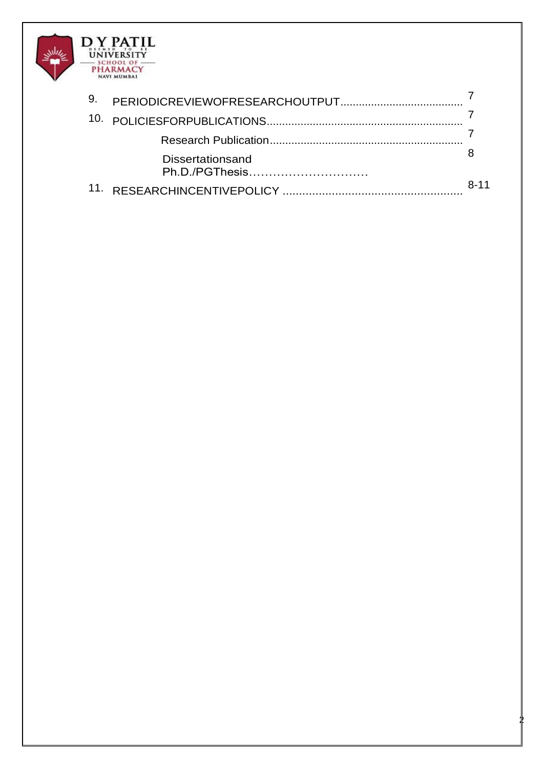9. PERIODICREVIEWOFRESEARCHOUTPUT........................................ 7

10. POLICIESFORPUBLICATIONS................................................................ 7

Research Publication............................................................... 7

Dissertationsand Ph.D./PGThesis………………………… 8

11. RESEARCHINCENTIVEPOLICY ....................................................... 8-11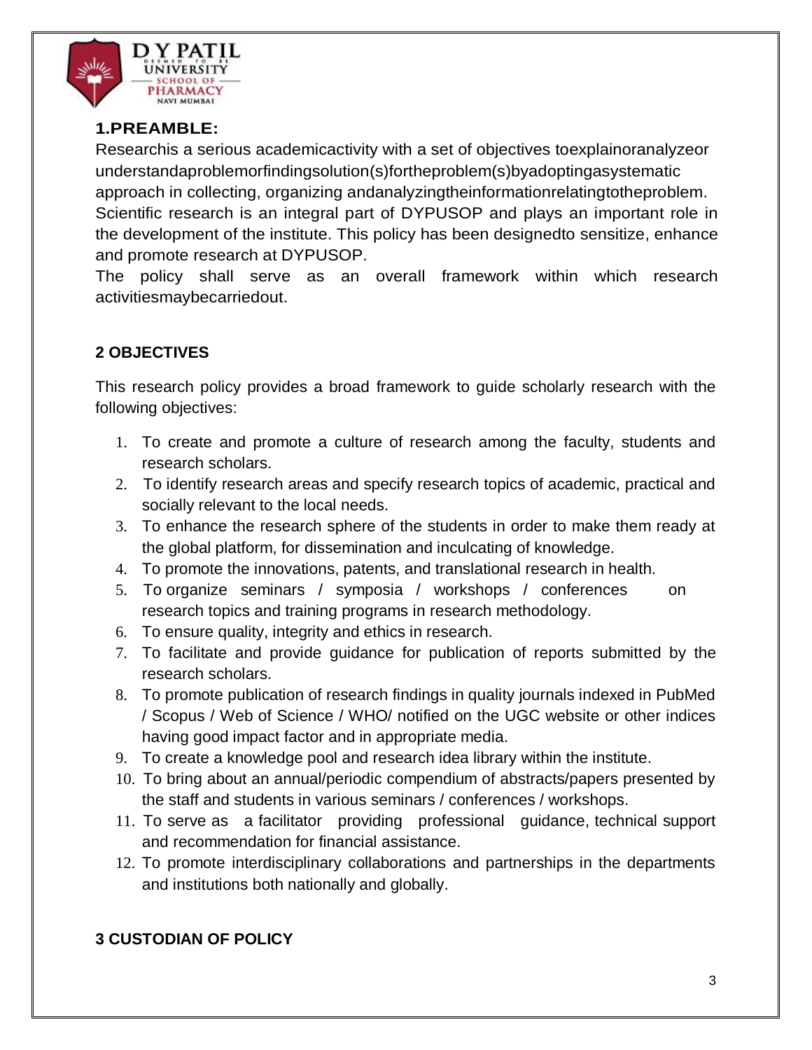## 1.PREAMBLE:

Researchis a serious academicactivity with a set of objectives toexplainoranalyzeor understandaproblemorfindingsolution(s)fortheproblem(s)byadoptingasystematic approach in collecting, organizing andanalyzingtheinformationrelatingtotheproblem. Scientific research is an integral part of DYPUSOP and plays an important role in the development of the institute. This policy has been designedto sensitize, enhance and promote research at DYPUSOP.

The policy shall serve as an overall framework within which research activitiesmaybecarriedout.

## 2 OBJECTIVES

This research policy provides a broad framework to guide scholarly research with the following objectives:

1. To create and promote a culture of research among the faculty, students and research scholars.
2. To identify research areas and specify research topics of academic, practical and socially relevant to the local needs.
3. To enhance the research sphere of the students in order to make them ready at the global platform, for dissemination and inculcating of knowledge.
4. To promote the innovations, patents, and translational research in health.
5. To organize seminars / symposia / workshops / conferences on research topics and training programs in research methodology.
6. To ensure quality, integrity and ethics in research.
7. To facilitate and provide guidance for publication of reports submitted by the research scholars.
8. To promote publication of research findings in quality journals indexed in PubMed / Scopus / Web of Science / WHO/ notified on the UGC website or other indices having good impact factor and in appropriate media.
9. To create a knowledge pool and research idea library within the institute.
10. To bring about an annual/periodic compendium of abstracts/papers presented by the staff and students in various seminars / conferences / workshops.
11. To serve as a facilitator providing professional guidance, technical support and recommendation for financial assistance.
12. To promote interdisciplinary collaborations and partnerships in the departments and institutions both nationally and globally.

## 3 CUSTODIAN OF POLICY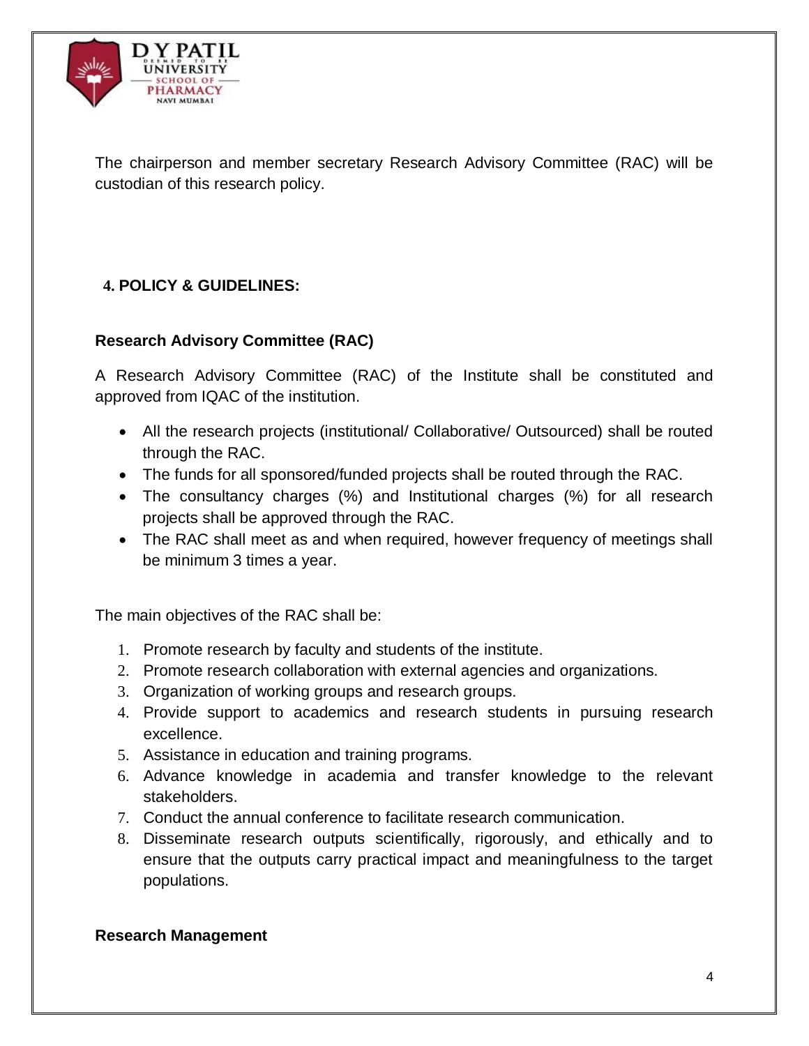The chairperson and member secretary Research Advisory Committee (RAC) will be custodian of this research policy.

## 4. POLICY & GUIDELINES:

### Research Advisory Committee (RAC)

A Research Advisory Committee (RAC) of the Institute shall be constituted and approved from IQAC of the institution.

- All the research projects (institutional/ Collaborative/ Outsourced) shall be routed through the RAC.
- The funds for all sponsored/funded projects shall be routed through the RAC.
- The consultancy charges (%) and Institutional charges (%) for all research projects shall be approved through the RAC.
- The RAC shall meet as and when required, however frequency of meetings shall be minimum 3 times a year.

The main objectives of the RAC shall be:

1. Promote research by faculty and students of the institute.
2. Promote research collaboration with external agencies and organizations.
3. Organization of working groups and research groups.
4. Provide support to academics and research students in pursuing research excellence.
5. Assistance in education and training programs.
6. Advance knowledge in academia and transfer knowledge to the relevant stakeholders.
7. Conduct the annual conference to facilitate research communication.
8. Disseminate research outputs scientifically, rigorously, and ethically and to ensure that the outputs carry practical impact and meaningfulness to the target populations.

### Research Management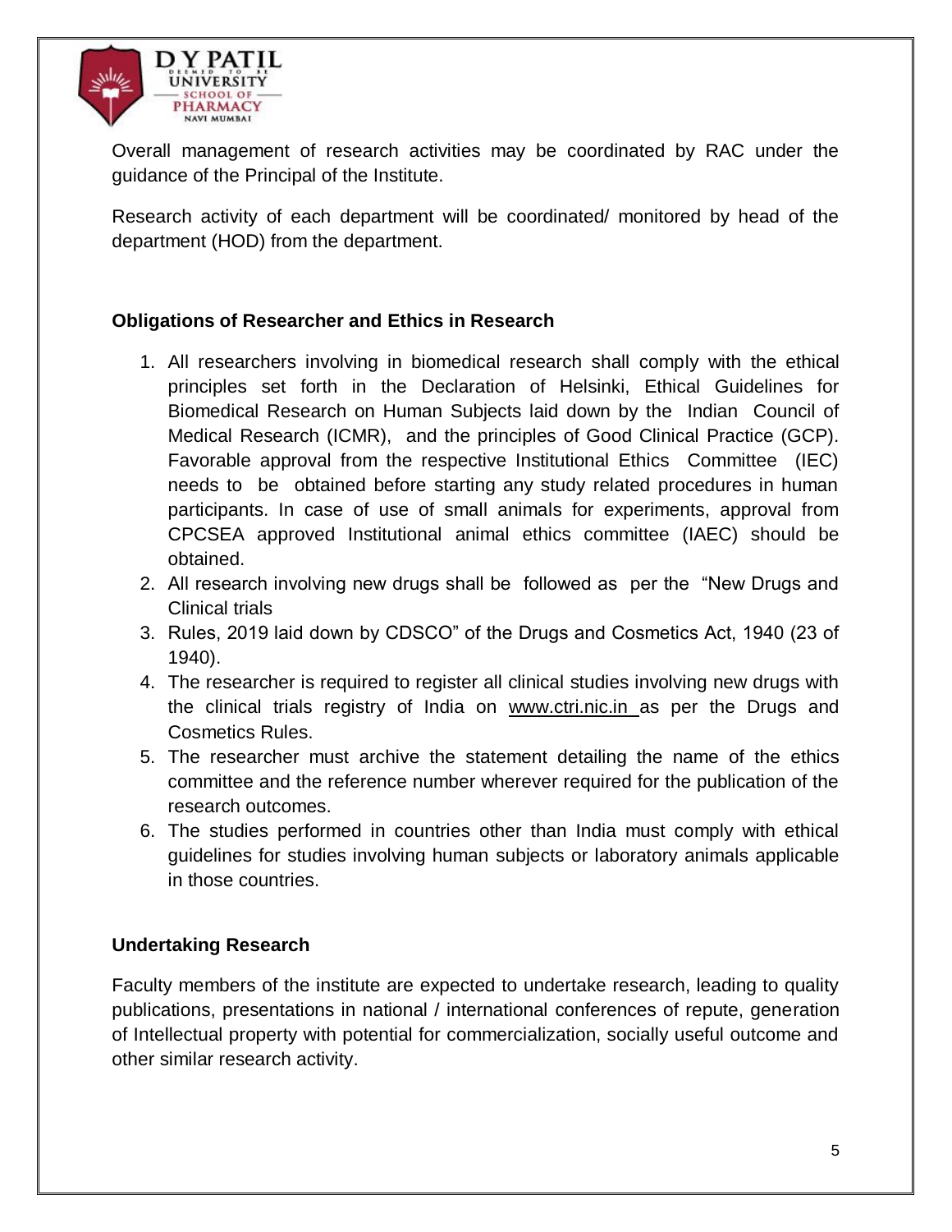Overall management of research activities may be coordinated by RAC under the guidance of the Principal of the Institute.

Research activity of each department will be coordinated/ monitored by head of the department (HOD) from the department.

## Obligations of Researcher and Ethics in Research

1. All researchers involving in biomedical research shall comply with the ethical principles set forth in the Declaration of Helsinki, Ethical Guidelines for Biomedical Research on Human Subjects laid down by the Indian Council of Medical Research (ICMR), and the principles of Good Clinical Practice (GCP). Favorable approval from the respective Institutional Ethics Committee (IEC) needs to be obtained before starting any study related procedures in human participants. In case of use of small animals for experiments, approval from CPCSEA approved Institutional animal ethics committee (IAEC) should be obtained.
2. All research involving new drugs shall be followed as per the "New Drugs and Clinical trials
3. Rules, 2019 laid down by CDSCO" of the Drugs and Cosmetics Act, 1940 (23 of 1940).
4. The researcher is required to register all clinical studies involving new drugs with the clinical trials registry of India on www.ctri.nic.in as per the Drugs and Cosmetics Rules.
5. The researcher must archive the statement detailing the name of the ethics committee and the reference number wherever required for the publication of the research outcomes.
6. The studies performed in countries other than India must comply with ethical guidelines for studies involving human subjects or laboratory animals applicable in those countries.

## Undertaking Research

Faculty members of the institute are expected to undertake research, leading to quality publications, presentations in national / international conferences of repute, generation of Intellectual property with potential for commercialization, socially useful outcome and other similar research activity.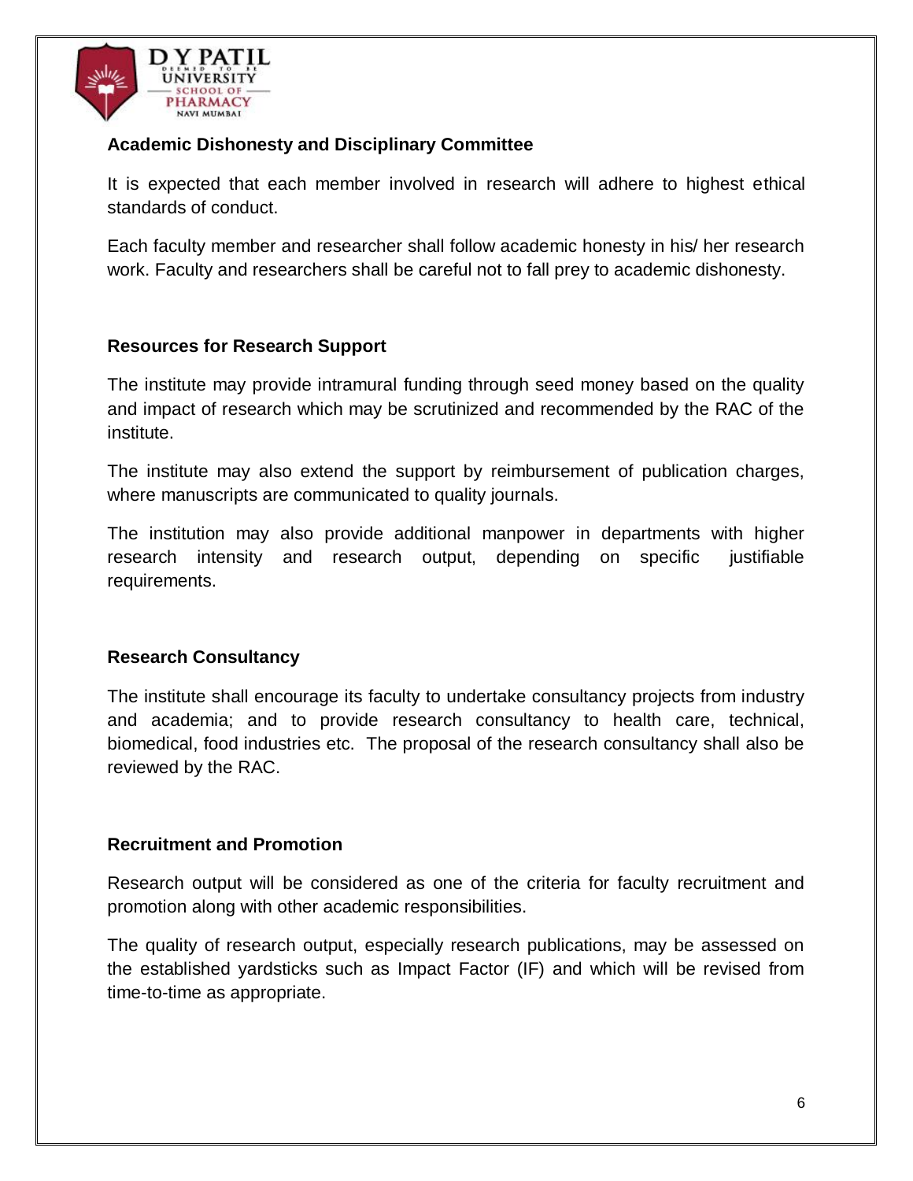### Academic Dishonesty and Disciplinary Committee

It is expected that each member involved in research will adhere to highest ethical standards of conduct.

Each faculty member and researcher shall follow academic honesty in his/ her research work. Faculty and researchers shall be careful not to fall prey to academic dishonesty.

### Resources for Research Support

The institute may provide intramural funding through seed money based on the quality and impact of research which may be scrutinized and recommended by the RAC of the institute.

The institute may also extend the support by reimbursement of publication charges, where manuscripts are communicated to quality journals.

The institution may also provide additional manpower in departments with higher research intensity and research output, depending on specific justifiable requirements.

### Research Consultancy

The institute shall encourage its faculty to undertake consultancy projects from industry and academia; and to provide research consultancy to health care, technical, biomedical, food industries etc. The proposal of the research consultancy shall also be reviewed by the RAC.

### Recruitment and Promotion

Research output will be considered as one of the criteria for faculty recruitment and promotion along with other academic responsibilities.

The quality of research output, especially research publications, may be assessed on the established yardsticks such as Impact Factor (IF) and which will be revised from time-to-time as appropriate.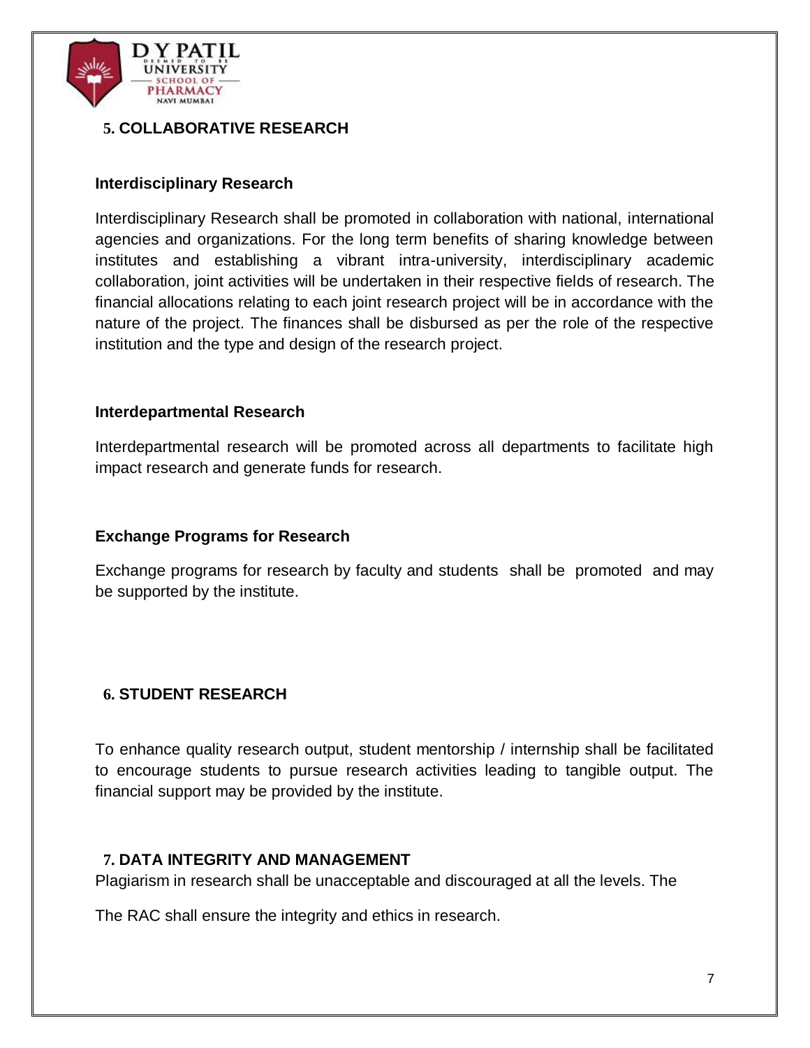## 5. COLLABORATIVE RESEARCH

### Interdisciplinary Research

Interdisciplinary Research shall be promoted in collaboration with national, international agencies and organizations. For the long term benefits of sharing knowledge between institutes and establishing a vibrant intra-university, interdisciplinary academic collaboration, joint activities will be undertaken in their respective fields of research. The financial allocations relating to each joint research project will be in accordance with the nature of the project. The finances shall be disbursed as per the role of the respective institution and the type and design of the research project.

### Interdepartmental Research

Interdepartmental research will be promoted across all departments to facilitate high impact research and generate funds for research.

### Exchange Programs for Research

Exchange programs for research by faculty and students shall be promoted and may be supported by the institute.

## 6. STUDENT RESEARCH

To enhance quality research output, student mentorship / internship shall be facilitated to encourage students to pursue research activities leading to tangible output. The financial support may be provided by the institute.

## 7. DATA INTEGRITY AND MANAGEMENT

Plagiarism in research shall be unacceptable and discouraged at all the levels. The

The RAC shall ensure the integrity and ethics in research.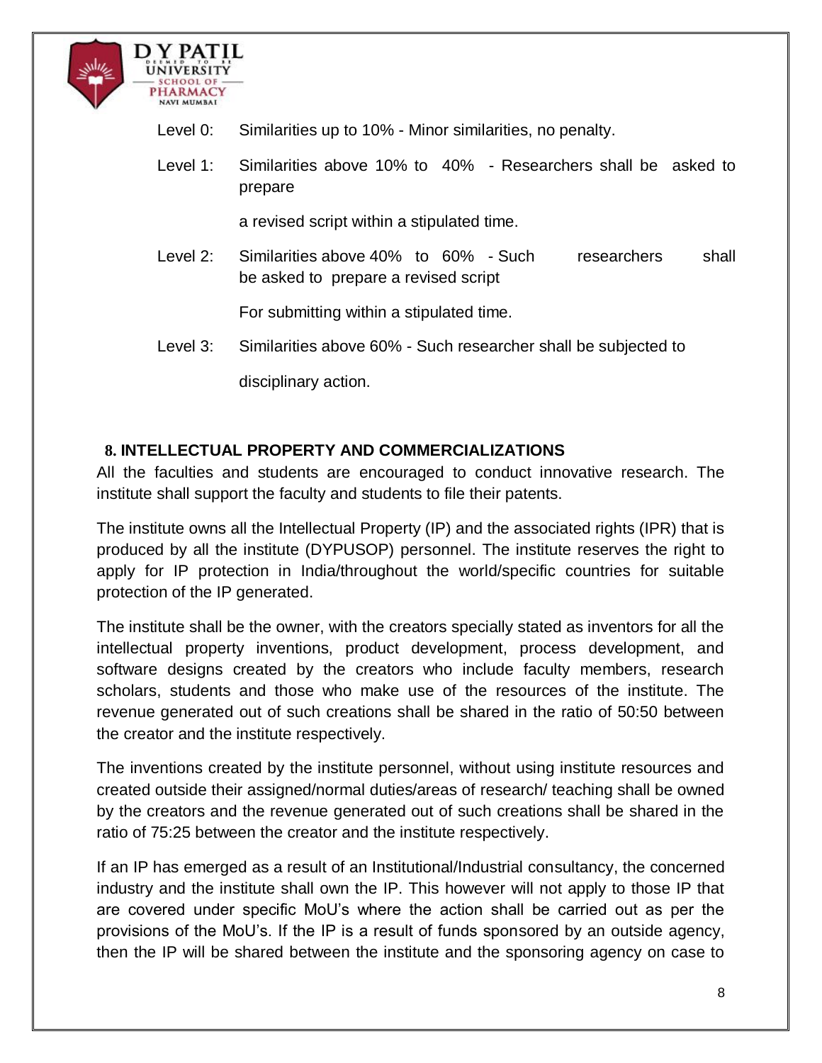Level 0: Similarities up to 10% - Minor similarities, no penalty.

Level 1: Similarities above 10% to 40% - Researchers shall be asked to prepare

a revised script within a stipulated time.

Level 2: Similarities above 40% to 60% - Such researchers shall be asked to prepare a revised script

For submitting within a stipulated time.

Level 3: Similarities above 60% - Such researcher shall be subjected to

disciplinary action.

## 8. INTELLECTUAL PROPERTY AND COMMERCIALIZATIONS

All the faculties and students are encouraged to conduct innovative research. The institute shall support the faculty and students to file their patents.

The institute owns all the Intellectual Property (IP) and the associated rights (IPR) that is produced by all the institute (DYPUSOP) personnel. The institute reserves the right to apply for IP protection in India/throughout the world/specific countries for suitable protection of the IP generated.

The institute shall be the owner, with the creators specially stated as inventors for all the intellectual property inventions, product development, process development, and software designs created by the creators who include faculty members, research scholars, students and those who make use of the resources of the institute. The revenue generated out of such creations shall be shared in the ratio of 50:50 between the creator and the institute respectively.

The inventions created by the institute personnel, without using institute resources and created outside their assigned/normal duties/areas of research/ teaching shall be owned by the creators and the revenue generated out of such creations shall be shared in the ratio of 75:25 between the creator and the institute respectively.

If an IP has emerged as a result of an Institutional/Industrial consultancy, the concerned industry and the institute shall own the IP. This however will not apply to those IP that are covered under specific MoU's where the action shall be carried out as per the provisions of the MoU's. If the IP is a result of funds sponsored by an outside agency, then the IP will be shared between the institute and the sponsoring agency on case to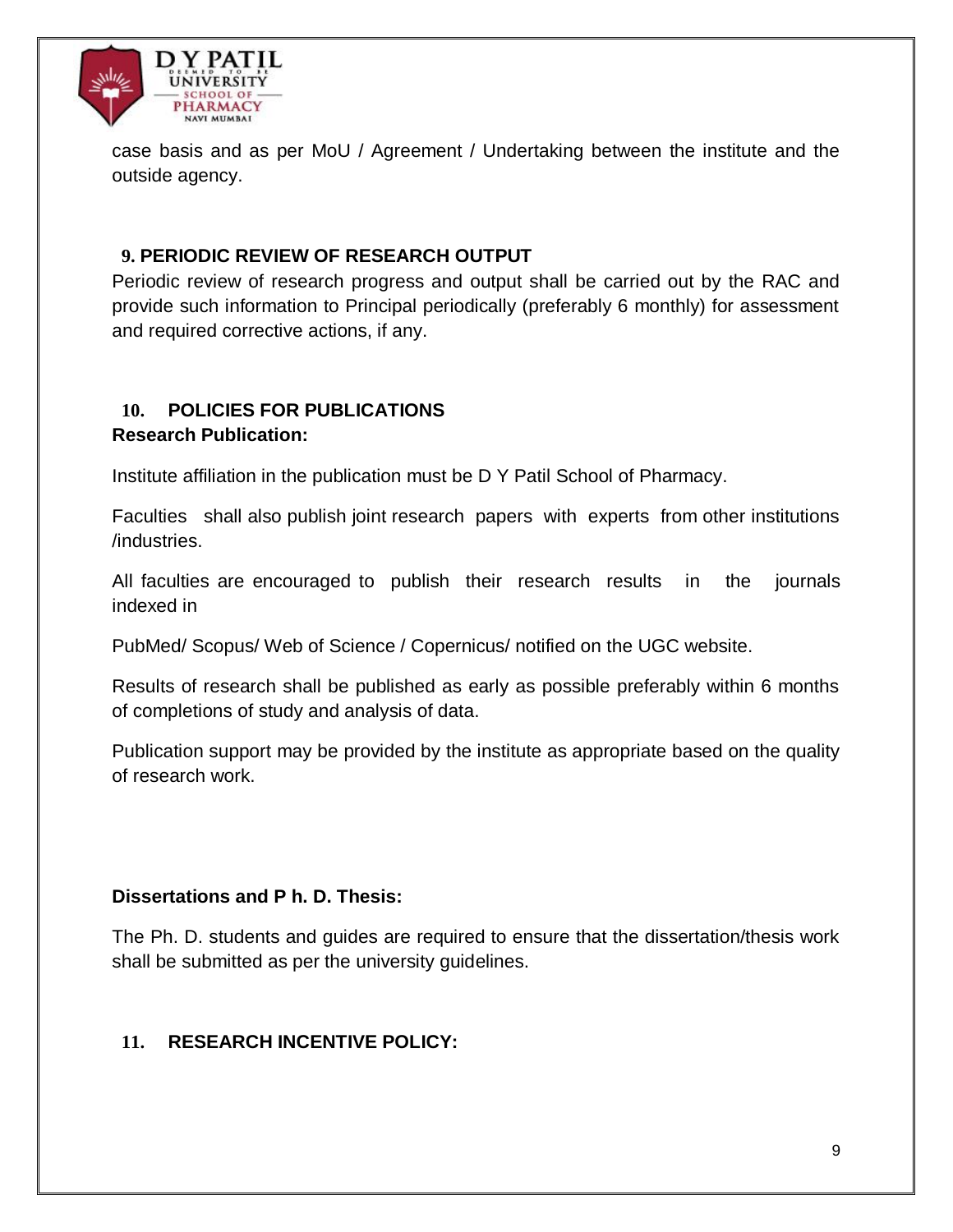case basis and as per MoU / Agreement / Undertaking between the institute and the outside agency.

## 9. PERIODIC REVIEW OF RESEARCH OUTPUT

Periodic review of research progress and output shall be carried out by the RAC and provide such information to Principal periodically (preferably 6 monthly) for assessment and required corrective actions, if any.

## 10. POLICIES FOR PUBLICATIONS

**Research Publication:**

Institute affiliation in the publication must be D Y Patil School of Pharmacy.

Faculties shall also publish joint research papers with experts from other institutions /industries.

All faculties are encouraged to publish their research results in the journals indexed in

PubMed/ Scopus/ Web of Science / Copernicus/ notified on the UGC website.

Results of research shall be published as early as possible preferably within 6 months of completions of study and analysis of data.

Publication support may be provided by the institute as appropriate based on the quality of research work.

**Dissertations and P h. D. Thesis:**

The Ph. D. students and guides are required to ensure that the dissertation/thesis work shall be submitted as per the university guidelines.

## 11. RESEARCH INCENTIVE POLICY: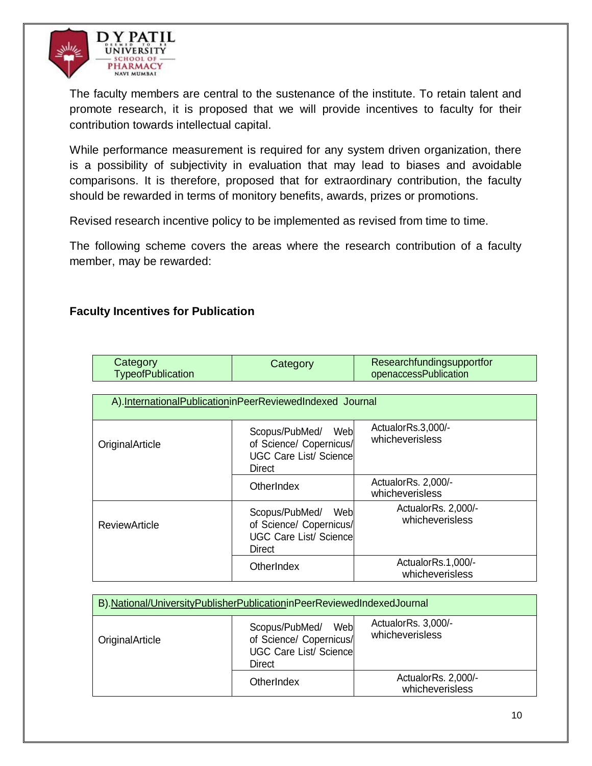The faculty members are central to the sustenance of the institute. To retain talent and promote research, it is proposed that we will provide incentives to faculty for their contribution towards intellectual capital.

While performance measurement is required for any system driven organization, there is a possibility of subjectivity in evaluation that may lead to biases and avoidable comparisons. It is therefore, proposed that for extraordinary contribution, the faculty should be rewarded in terms of monitory benefits, awards, prizes or promotions.

Revised research incentive policy to be implemented as revised from time to time.

The following scheme covers the areas where the research contribution of a faculty member, may be rewarded:

**Faculty Incentives for Publication**

| Category TypeofPublication | Category | Researchfundingsupportfor openaccessPublication |
|---|---|---|
| A).InternationalPublicationinPeerReviewedIndexed Journal | | |
| OriginalArticle | Scopus/PubMed/ Web of Science/ Copernicus/ UGC Care List/ Science Direct | ActualorRs.3,000/- whicheverisless |
| | OtherIndex | ActualorRs. 2,000/- whicheverisless |
| ReviewArticle | Scopus/PubMed/ Web of Science/ Copernicus/ UGC Care List/ Science Direct | ActualorRs. 2,000/- whicheverisless |
| | OtherIndex | ActualorRs.1,000/- whicheverisless |
| B).National/UniversityPublisherPublicationinPeerReviewedIndexedJournal | | |
| OriginalArticle | Scopus/PubMed/ Web of Science/ Copernicus/ UGC Care List/ Science Direct | ActualorRs. 3,000/- whicheverisless |
| | OtherIndex | ActualorRs. 2,000/- whicheverisless |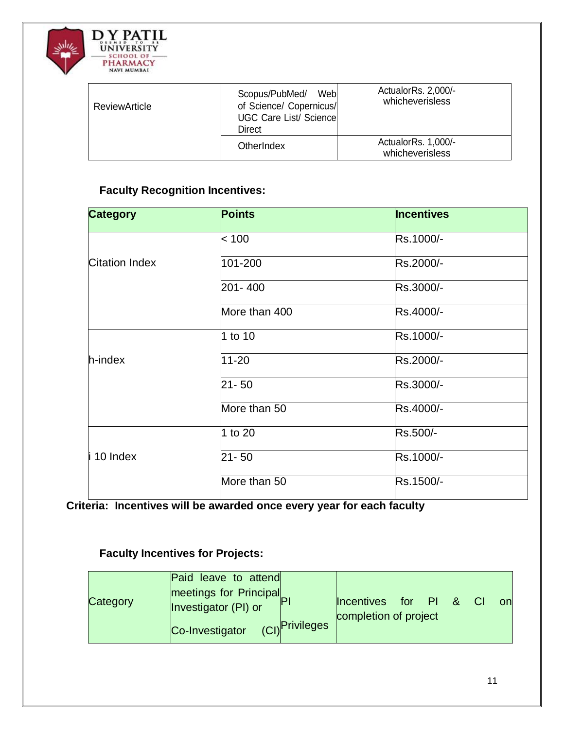| | | |
|---|---|---|
| ReviewArticle | Scopus/PubMed/ Web of Science/ Copernicus/ UGC Care List/ Science Direct | ActualorRs. 2,000/- whicheverisless |
| | OtherIndex | ActualorRs. 1,000/- whicheverisless |

**Faculty Recognition Incentives:**

| Category | Points | Incentives |
|---|---|---|
| Citation Index | < 100 | Rs.1000/- |
| | 101-200 | Rs.2000/- |
| | 201- 400 | Rs.3000/- |
| | More than 400 | Rs.4000/- |
| h-index | 1 to 10 | Rs.1000/- |
| | 11-20 | Rs.2000/- |
| | 21- 50 | Rs.3000/- |
| | More than 50 | Rs.4000/- |
| i 10 Index | 1 to 20 | Rs.500/- |
| | 21- 50 | Rs.1000/- |
| | More than 50 | Rs.1500/- |

**Criteria: Incentives will be awarded once every year for each faculty**

**Faculty Incentives for Projects:**

| Category | Paid leave to attend meetings for Principal Investigator (PI) or Co-Investigator (CI) | PI Privileges | Incentives for PI & CI on completion of project |
|---|---|---|---|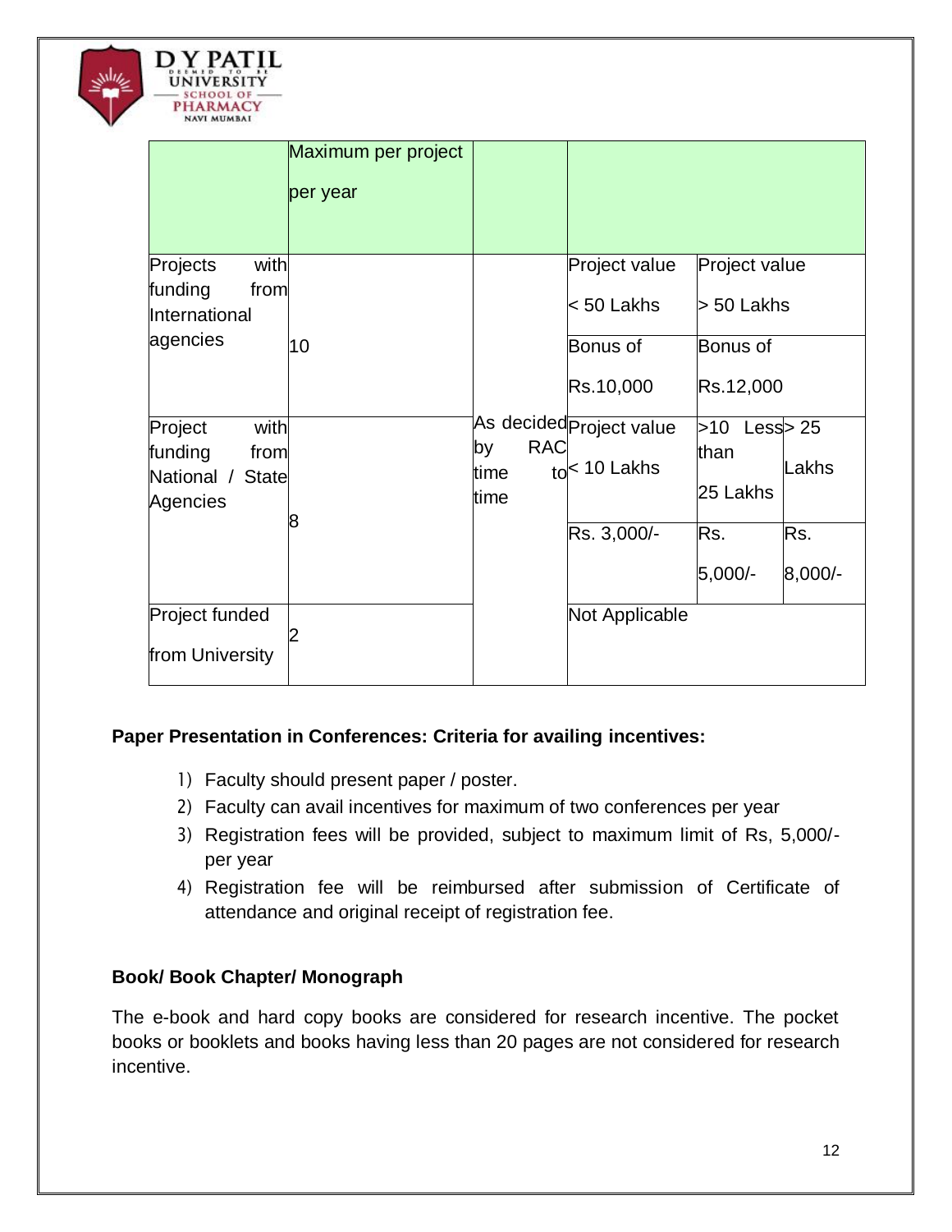| | Maximum per project per year | | | | |
|---|---|---|---|---|---|
| Projects with funding from International agencies | 10 | As decided by RAC time to time | Project value < 50 Lakhs | Project value > 50 Lakhs | |
| | | | Bonus of Rs.10,000 | Bonus of Rs.12,000 | |
| Project with funding from National / State Agencies | 8 | | Project value < 10 Lakhs | >10 Less than 25 Lakhs | > 25 Lakhs |
| | | | Rs. 3,000/- | Rs. 5,000/- | Rs. 8,000/- |
| Project funded from University | 2 | | Not Applicable | | |

**Paper Presentation in Conferences: Criteria for availing incentives:**

1) Faculty should present paper / poster.
2) Faculty can avail incentives for maximum of two conferences per year
3) Registration fees will be provided, subject to maximum limit of Rs, 5,000/- per year
4) Registration fee will be reimbursed after submission of Certificate of attendance and original receipt of registration fee.

**Book/ Book Chapter/ Monograph**

The e-book and hard copy books are considered for research incentive. The pocket books or booklets and books having less than 20 pages are not considered for research incentive.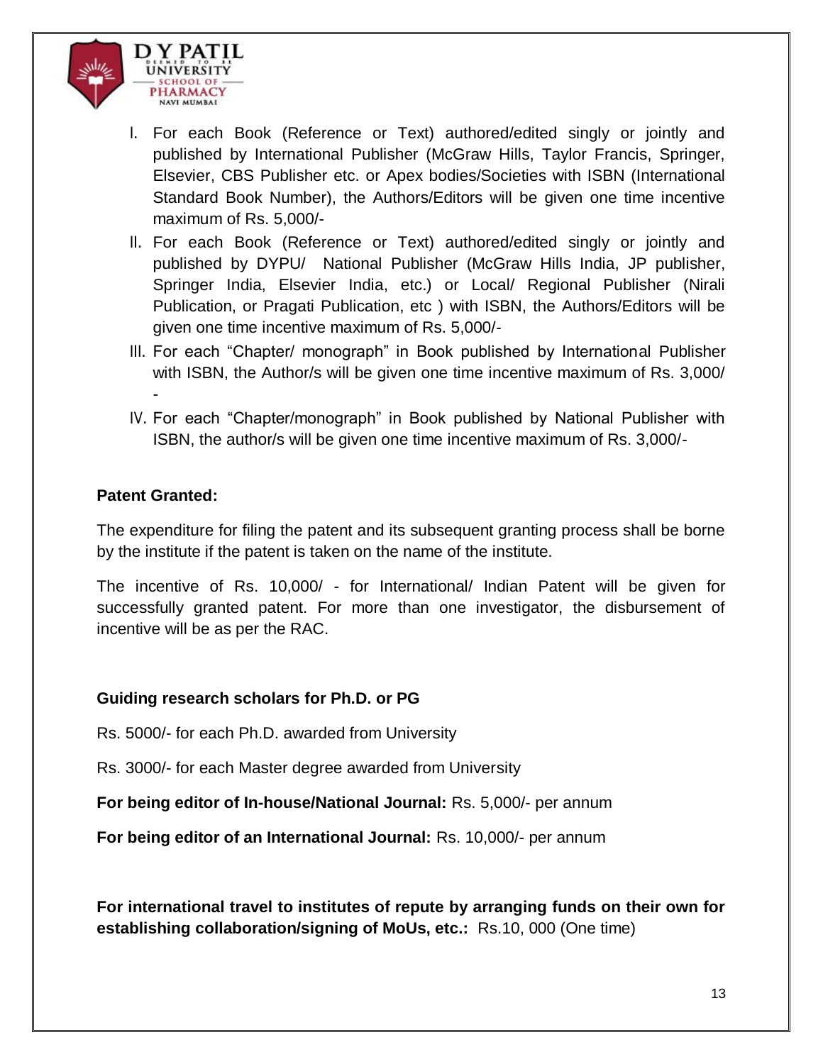I. For each Book (Reference or Text) authored/edited singly or jointly and published by International Publisher (McGraw Hills, Taylor Francis, Springer, Elsevier, CBS Publisher etc. or Apex bodies/Societies with ISBN (International Standard Book Number), the Authors/Editors will be given one time incentive maximum of Rs. 5,000/-
II. For each Book (Reference or Text) authored/edited singly or jointly and published by DYPU/ National Publisher (McGraw Hills India, JP publisher, Springer India, Elsevier India, etc.) or Local/ Regional Publisher (Nirali Publication, or Pragati Publication, etc ) with ISBN, the Authors/Editors will be given one time incentive maximum of Rs. 5,000/-
III. For each "Chapter/ monograph" in Book published by International Publisher with ISBN, the Author/s will be given one time incentive maximum of Rs. 3,000/-
IV. For each "Chapter/monograph" in Book published by National Publisher with ISBN, the author/s will be given one time incentive maximum of Rs. 3,000/-

**Patent Granted:**

The expenditure for filing the patent and its subsequent granting process shall be borne by the institute if the patent is taken on the name of the institute.

The incentive of Rs. 10,000/ - for International/ Indian Patent will be given for successfully granted patent. For more than one investigator, the disbursement of incentive will be as per the RAC.

**Guiding research scholars for Ph.D. or PG**

Rs. 5000/- for each Ph.D. awarded from University

Rs. 3000/- for each Master degree awarded from University

**For being editor of In-house/National Journal:** Rs. 5,000/- per annum

**For being editor of an International Journal:** Rs. 10,000/- per annum

**For international travel to institutes of repute by arranging funds on their own for establishing collaboration/signing of MoUs, etc.:** Rs.10, 000 (One time)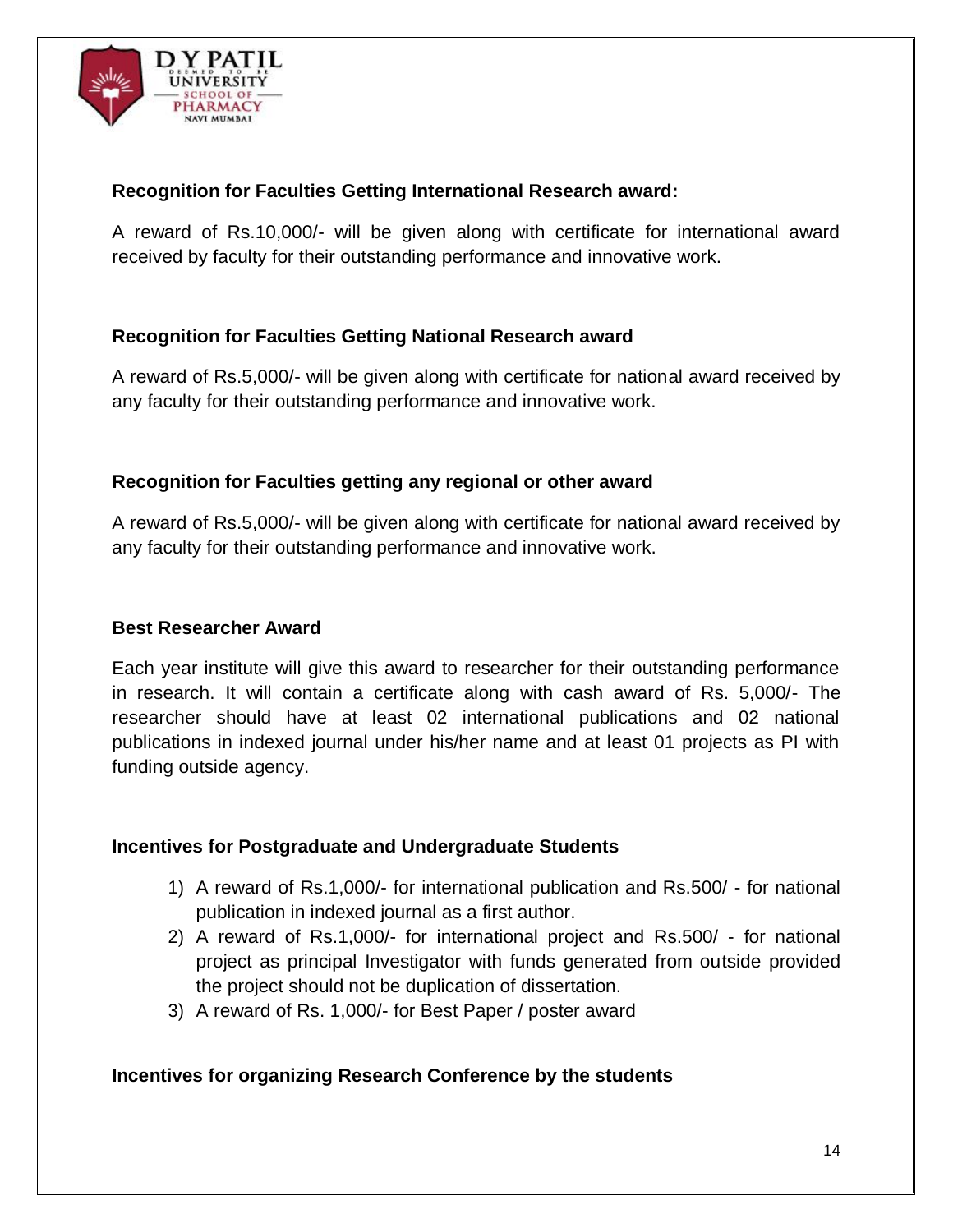**Recognition for Faculties Getting International Research award:**

A reward of Rs.10,000/- will be given along with certificate for international award received by faculty for their outstanding performance and innovative work.

**Recognition for Faculties Getting National Research award**

A reward of Rs.5,000/- will be given along with certificate for national award received by any faculty for their outstanding performance and innovative work.

**Recognition for Faculties getting any regional or other award**

A reward of Rs.5,000/- will be given along with certificate for national award received by any faculty for their outstanding performance and innovative work.

**Best Researcher Award**

Each year institute will give this award to researcher for their outstanding performance in research. It will contain a certificate along with cash award of Rs. 5,000/- The researcher should have at least 02 international publications and 02 national publications in indexed journal under his/her name and at least 01 projects as PI with funding outside agency.

**Incentives for Postgraduate and Undergraduate Students**

1) A reward of Rs.1,000/- for international publication and Rs.500/ - for national publication in indexed journal as a first author.
2) A reward of Rs.1,000/- for international project and Rs.500/ - for national project as principal Investigator with funds generated from outside provided the project should not be duplication of dissertation.
3) A reward of Rs. 1,000/- for Best Paper / poster award

**Incentives for organizing Research Conference by the students**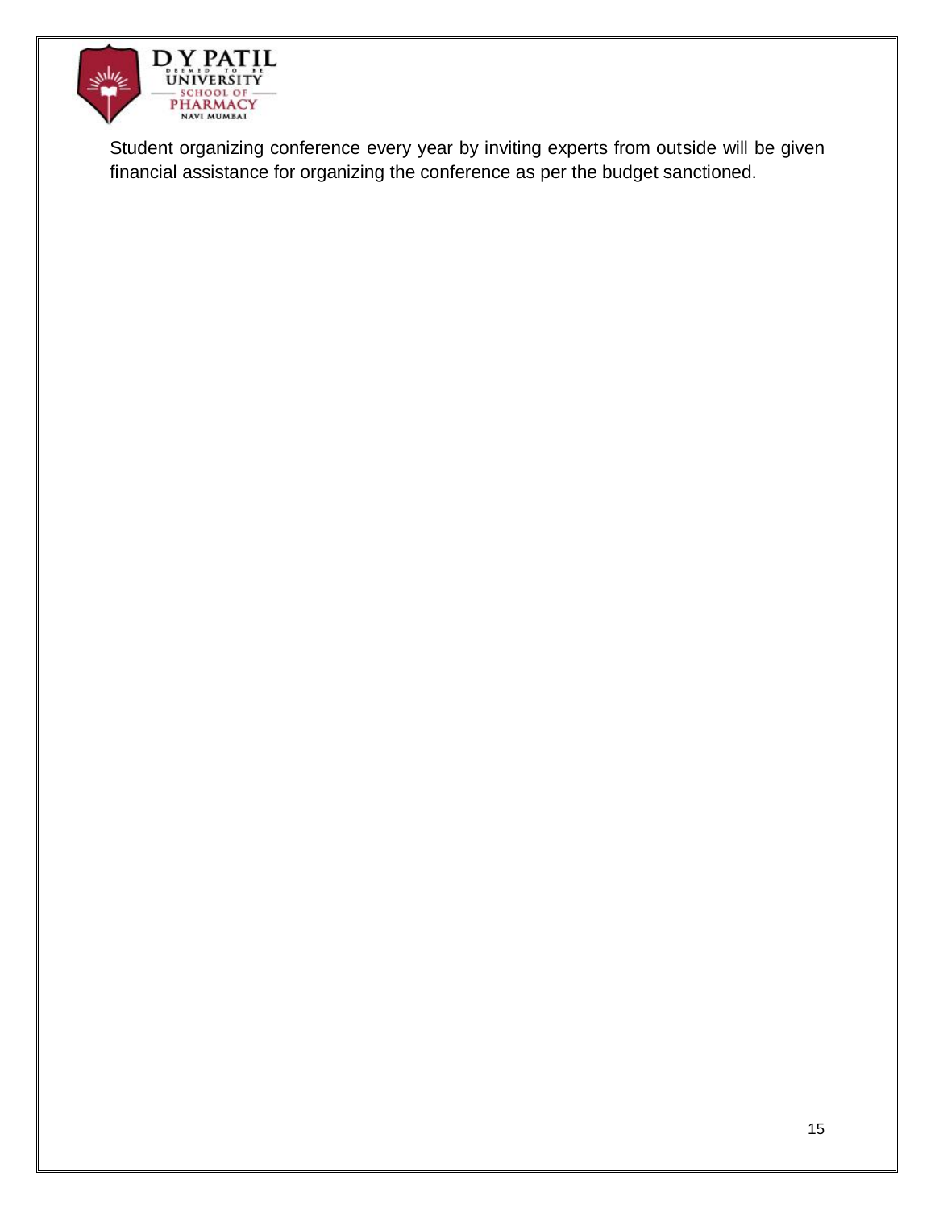Student organizing conference every year by inviting experts from outside will be given financial assistance for organizing the conference as per the budget sanctioned.